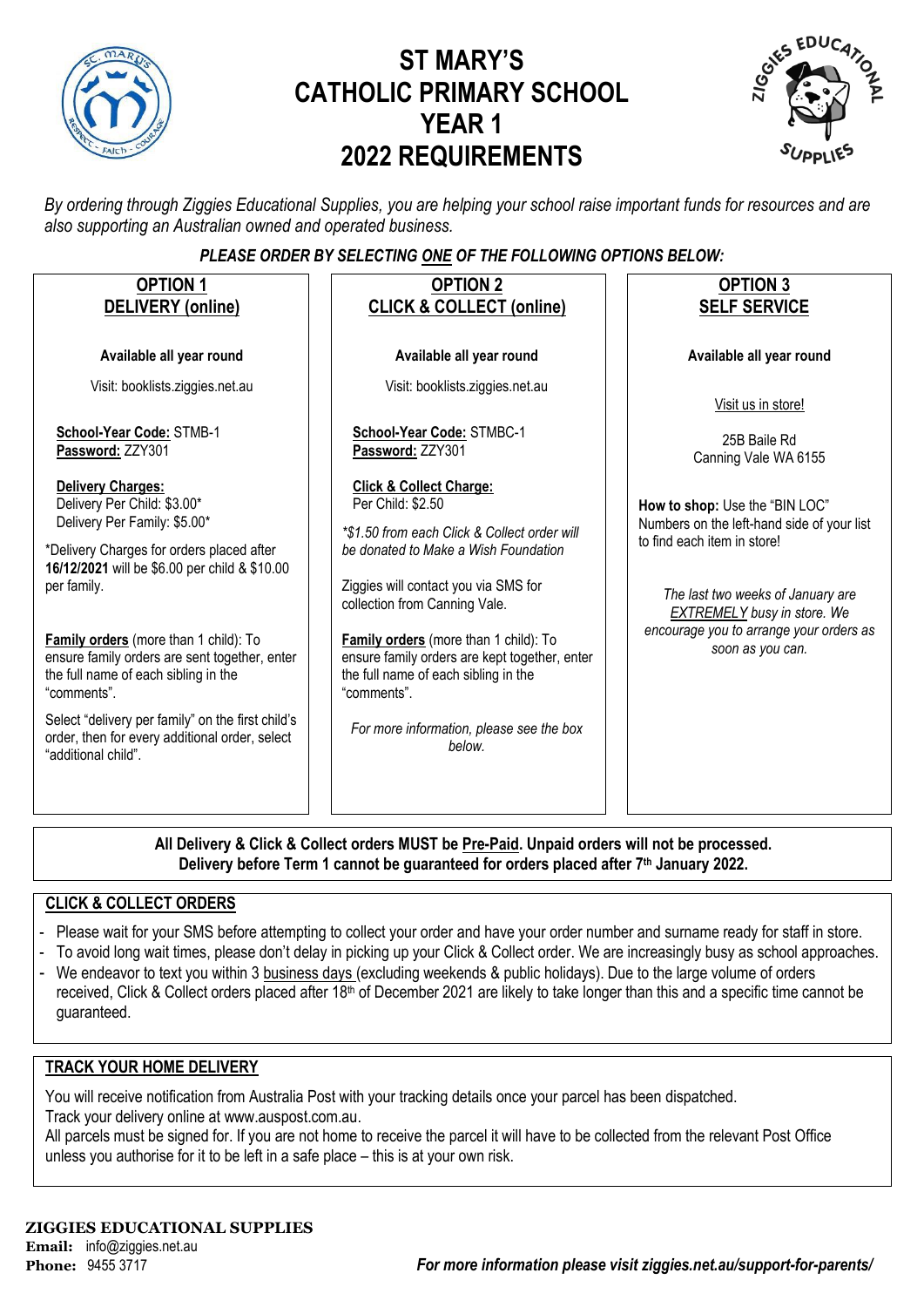# ST MARY'S CATHOLIC PRIMARY SCHOOL YEAR 1 2022 REQUIREMENTS

*By ordering through Ziggies Educational Supplies, you are helping your school raise important funds for resources and are also supporting an Australian owned and operated business.*

***PLEASE ORDER BY SELECTING ONE OF THE FOLLOWING OPTIONS BELOW:***

## OPTION 1 DELIVERY (online)

**Available all year round**

Visit: booklists.ziggies.net.au

**School-Year Code:** STMB-1
**Password:** ZZY301

**Delivery Charges:**
Delivery Per Child: $3.00*
Delivery Per Family: $5.00*

*Delivery Charges for orders placed after **16/12/2021** will be $6.00 per child & $10.00 per family.

**Family orders** (more than 1 child): To ensure family orders are sent together, enter the full name of each sibling in the "comments".

Select "delivery per family" on the first child's order, then for every additional order, select "additional child".

## OPTION 2 CLICK & COLLECT (online)

**Available all year round**

Visit: booklists.ziggies.net.au

**School-Year Code:** STMBC-1
**Password:** ZZY301

**Click & Collect Charge:**
Per Child: $2.50

*\*$1.50 from each Click & Collect order will be donated to Make a Wish Foundation*

Ziggies will contact you via SMS for collection from Canning Vale.

**Family orders** (more than 1 child): To ensure family orders are kept together, enter the full name of each sibling in the "comments".

*For more information, please see the box below.*

## OPTION 3 SELF SERVICE

**Available all year round**

Visit us in store!

25B Baile Rd
Canning Vale WA 6155

**How to shop:** Use the "BIN LOC" Numbers on the left-hand side of your list to find each item in store!

*The last two weeks of January are EXTREMELY busy in store. We encourage you to arrange your orders as soon as you can.*

---

**All Delivery & Click & Collect orders MUST be Pre-Paid. Unpaid orders will not be processed.**
**Delivery before Term 1 cannot be guaranteed for orders placed after 7th January 2022.**

## CLICK & COLLECT ORDERS

- Please wait for your SMS before attempting to collect your order and have your order number and surname ready for staff in store.
- To avoid long wait times, please don't delay in picking up your Click & Collect order. We are increasingly busy as school approaches.
- We endeavor to text you within 3 business days (excluding weekends & public holidays). Due to the large volume of orders received, Click & Collect orders placed after 18th of December 2021 are likely to take longer than this and a specific time cannot be guaranteed.

## TRACK YOUR HOME DELIVERY

You will receive notification from Australia Post with your tracking details once your parcel has been dispatched.
Track your delivery online at www.auspost.com.au.
All parcels must be signed for. If you are not home to receive the parcel it will have to be collected from the relevant Post Office unless you authorise for it to be left in a safe place – this is at your own risk.

**ZIGGIES EDUCATIONAL SUPPLIES**
**Email:** info@ziggies.net.au
**Phone:** 9455 3717

***For more information please visit ziggies.net.au/support-for-parents/***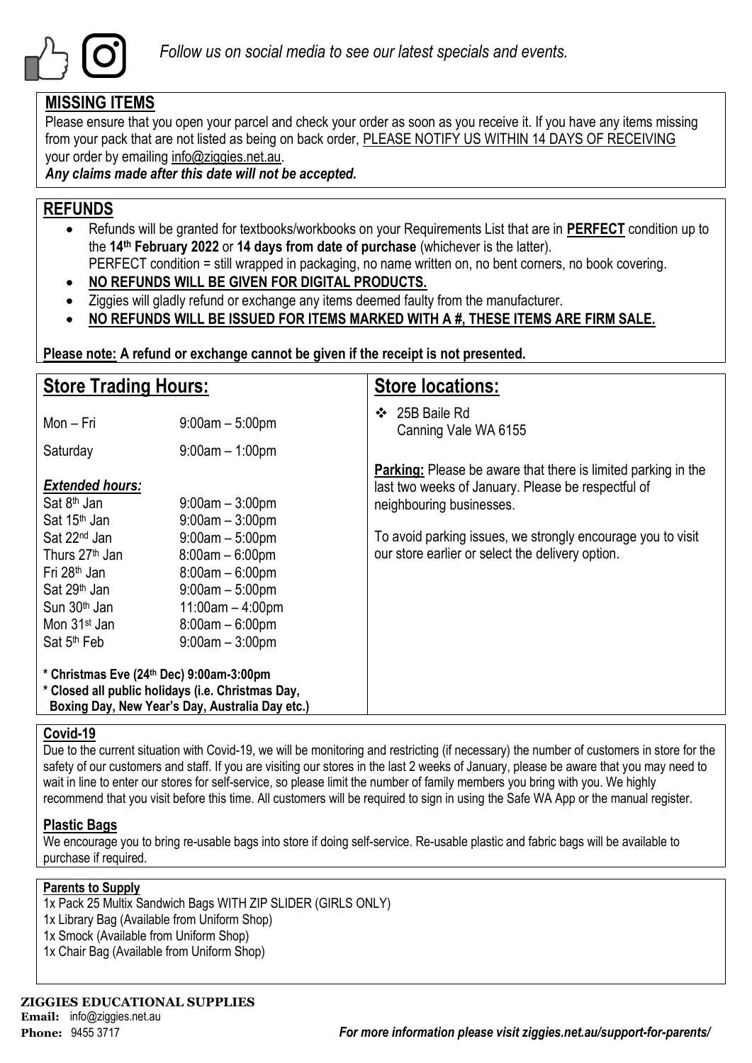*Follow us on social media to see our latest specials and events.*

## MISSING ITEMS

Please ensure that you open your parcel and check your order as soon as you receive it. If you have any items missing from your pack that are not listed as being on back order, PLEASE NOTIFY US WITHIN 14 DAYS OF RECEIVING your order by emailing info@ziggies.net.au.

***Any claims made after this date will not be accepted.***

## REFUNDS

- Refunds will be granted for textbooks/workbooks on your Requirements List that are in **PERFECT** condition up to the **14th February 2022** or **14 days from date of purchase** (whichever is the latter).
  PERFECT condition = still wrapped in packaging, no name written on, no bent corners, no book covering.
- **NO REFUNDS WILL BE GIVEN FOR DIGITAL PRODUCTS.**
- Ziggies will gladly refund or exchange any items deemed faulty from the manufacturer.
- **NO REFUNDS WILL BE ISSUED FOR ITEMS MARKED WITH A #, THESE ITEMS ARE FIRM SALE.**

**Please note: A refund or exchange cannot be given if the receipt is not presented.**

## Store Trading Hours:

| | |
|---|---|
| Mon – Fri | 9:00am – 5:00pm |
| Saturday | 9:00am – 1:00pm |

***Extended hours:***

| | |
|---|---|
| Sat 8th Jan | 9:00am – 3:00pm |
| Sat 15th Jan | 9:00am – 3:00pm |
| Sat 22nd Jan | 9:00am – 5:00pm |
| Thurs 27th Jan | 8:00am – 6:00pm |
| Fri 28th Jan | 8:00am – 6:00pm |
| Sat 29th Jan | 9:00am – 5:00pm |
| Sun 30th Jan | 11:00am – 4:00pm |
| Mon 31st Jan | 8:00am – 6:00pm |
| Sat 5th Feb | 9:00am – 3:00pm |

**\* Christmas Eve (24th Dec) 9:00am-3:00pm**
**\* Closed all public holidays (i.e. Christmas Day, Boxing Day, New Year's Day, Australia Day etc.)**

## Store locations:

- 25B Baile Rd
  Canning Vale WA 6155

**Parking:** Please be aware that there is limited parking in the last two weeks of January. Please be respectful of neighbouring businesses.

To avoid parking issues, we strongly encourage you to visit our store earlier or select the delivery option.

### Covid-19

Due to the current situation with Covid-19, we will be monitoring and restricting (if necessary) the number of customers in store for the safety of our customers and staff. If you are visiting our stores in the last 2 weeks of January, please be aware that you may need to wait in line to enter our stores for self-service, so please limit the number of family members you bring with you. We highly recommend that you visit before this time. All customers will be required to sign in using the Safe WA App or the manual register.

### Plastic Bags

We encourage you to bring re-usable bags into store if doing self-service. Re-usable plastic and fabric bags will be available to purchase if required.

### Parents to Supply

1x Pack 25 Multix Sandwich Bags WITH ZIP SLIDER (GIRLS ONLY)
1x Library Bag (Available from Uniform Shop)
1x Smock (Available from Uniform Shop)
1x Chair Bag (Available from Uniform Shop)

**ZIGGIES EDUCATIONAL SUPPLIES**
**Email:** info@ziggies.net.au
**Phone:** 9455 3717

***For more information please visit ziggies.net.au/support-for-parents/***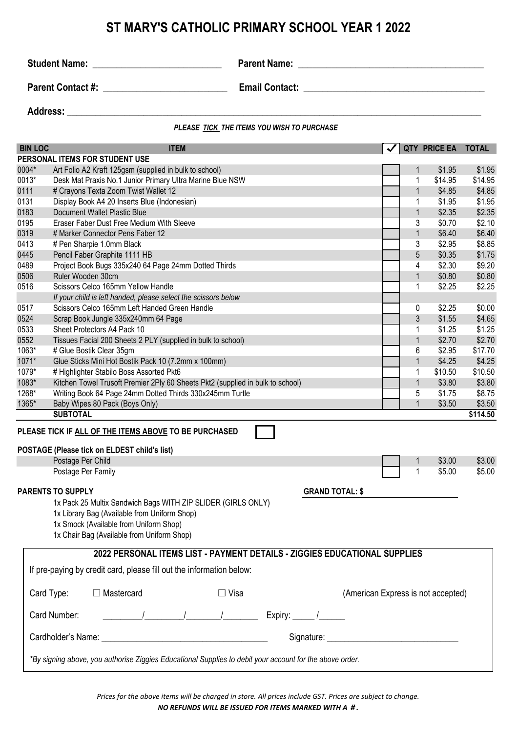# ST MARY'S CATHOLIC PRIMARY SCHOOL YEAR 1 2022

**Student Name:** ___________________________ **Parent Name:** ________________________________________

**Parent Contact #:** _________________________ **Email Contact:** ______________________________________

**Address:** ______________________________________________________________________________________

***PLEASE TICK THE ITEMS YOU WISH TO PURCHASE***

| BIN LOC | ITEM | ✓ | QTY | PRICE EA | TOTAL |
|---|---|---|---|---|---|
| **PERSONAL ITEMS FOR STUDENT USE** | | | | | |
| 0004* | Art Folio A2 Kraft 125gsm (supplied in bulk to school) | | 1 | $1.95 | $1.95 |
| 0013* | Desk Mat Praxis No.1 Junior Primary Ultra Marine Blue NSW | | 1 | $14.95 | $14.95 |
| 0111 | # Crayons Texta Zoom Twist Wallet 12 | | 1 | $4.85 | $4.85 |
| 0131 | Display Book A4 20 Inserts Blue (Indonesian) | | 1 | $1.95 | $1.95 |
| 0183 | Document Wallet Plastic Blue | | 1 | $2.35 | $2.35 |
| 0195 | Eraser Faber Dust Free Medium With Sleeve | | 3 | $0.70 | $2.10 |
| 0319 | # Marker Connector Pens Faber 12 | | 1 | $6.40 | $6.40 |
| 0413 | # Pen Sharpie 1.0mm Black | | 3 | $2.95 | $8.85 |
| 0445 | Pencil Faber Graphite 1111 HB | | 5 | $0.35 | $1.75 |
| 0489 | Project Book Bugs 335x240 64 Page 24mm Dotted Thirds | | 4 | $2.30 | $9.20 |
| 0506 | Ruler Wooden 30cm | | 1 | $0.80 | $0.80 |
| 0516 | Scissors Celco 165mm Yellow Handle | | 1 | $2.25 | $2.25 |
| | *If your child is left handed, please select the scissors below* | | | | |
| 0517 | Scissors Celco 165mm Left Handed Green Handle | | 0 | $2.25 | $0.00 |
| 0524 | Scrap Book Jungle 335x240mm 64 Page | | 3 | $1.55 | $4.65 |
| 0533 | Sheet Protectors A4 Pack 10 | | 1 | $1.25 | $1.25 |
| 0552 | Tissues Facial 200 Sheets 2 PLY (supplied in bulk to school) | | 1 | $2.70 | $2.70 |
| 1063* | # Glue Bostik Clear 35gm | | 6 | $2.95 | $17.70 |
| 1071* | Glue Sticks Mini Hot Bostik Pack 10 (7.2mm x 100mm) | | 1 | $4.25 | $4.25 |
| 1079* | # Highlighter Stabilo Boss Assorted Pkt6 | | 1 | $10.50 | $10.50 |
| 1083* | Kitchen Towel Trusoft Premier 2Ply 60 Sheets Pkt2 (supplied in bulk to school) | | 1 | $3.80 | $3.80 |
| 1268* | Writing Book 64 Page 24mm Dotted Thirds 330x245mm Turtle | | 5 | $1.75 | $8.75 |
| 1365* | Baby Wipes 80 Pack (Boys Only) | | 1 | $3.50 | $3.50 |
| | **SUBTOTAL** | | | | **$114.50** |

**PLEASE TICK IF ALL OF THE ITEMS ABOVE TO BE PURCHASED** ☐

**POSTAGE (Please tick on ELDEST child's list)**

| | | ✓ | QTY | PRICE EA | TOTAL |
|---|---|---|---|---|---|
| | Postage Per Child | | 1 | $3.00 | $3.00 |
| | Postage Per Family | | 1 | $5.00 | $5.00 |

**PARENTS TO SUPPLY** **GRAND TOTAL: $** ____________

- 1x Pack 25 Multix Sandwich Bags WITH ZIP SLIDER (GIRLS ONLY)
- 1x Library Bag (Available from Uniform Shop)
- 1x Smock (Available from Uniform Shop)
- 1x Chair Bag (Available from Uniform Shop)

**2022 PERSONAL ITEMS LIST - PAYMENT DETAILS - ZIGGIES EDUCATIONAL SUPPLIES**

If pre-paying by credit card, please fill out the information below:

Card Type: ☐ Mastercard ☐ Visa (American Express is not accepted)

Card Number: _________/_________/________/________ Expiry: _____ /______

Cardholder's Name: ______________________________________ Signature: ______________________________

*\*By signing above, you authorise Ziggies Educational Supplies to debit your account for the above order.*

*Prices for the above items will be charged in store. All prices include GST. Prices are subject to change.*

***NO REFUNDS WILL BE ISSUED FOR ITEMS MARKED WITH A #.***